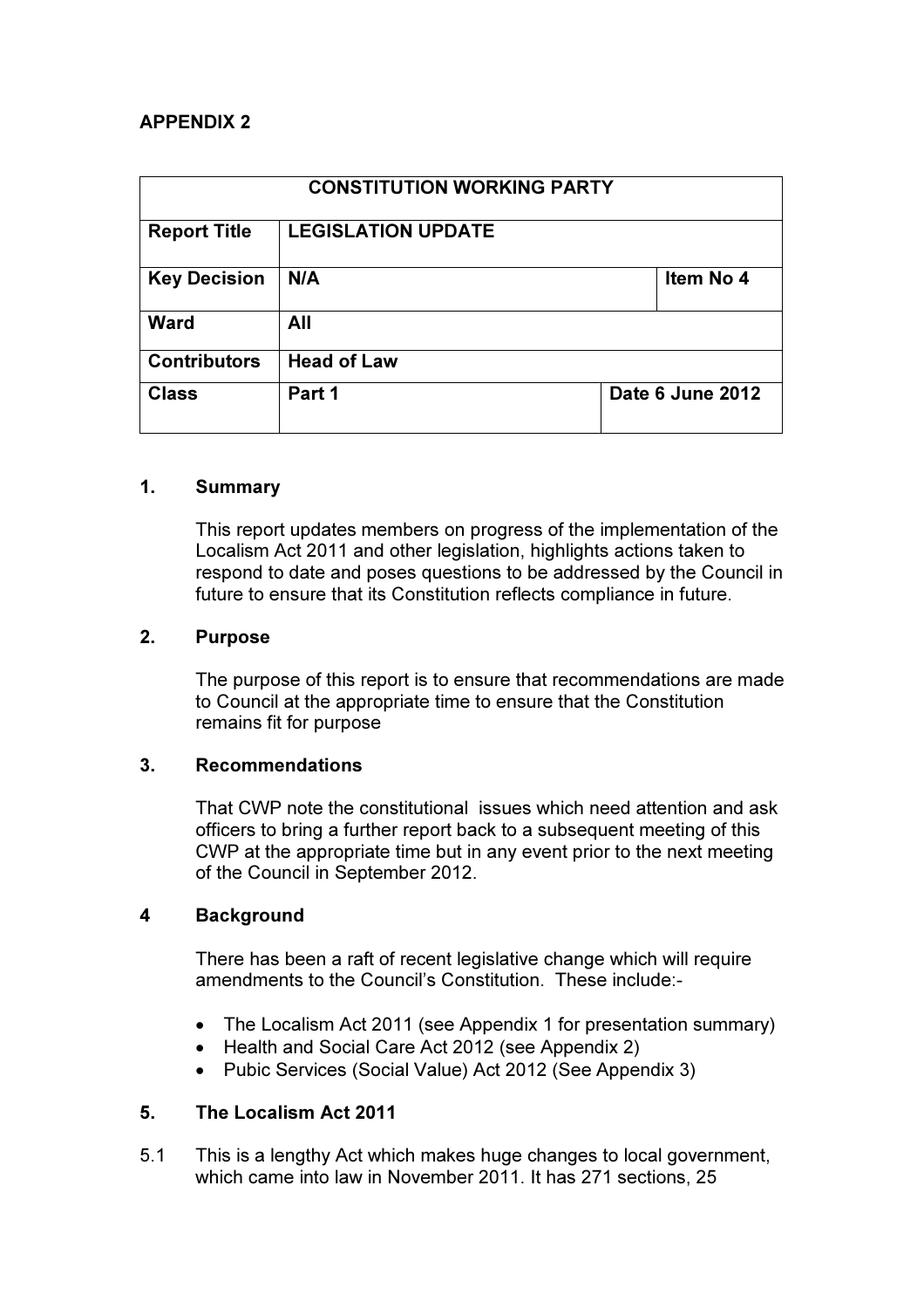**APPENDIX 2**

| CONSTITUTION WORKING PARTY | | |
|---|---|---|
| **Report Title** | **LEGISLATION UPDATE** | |
| **Key Decision** | **N/A** | **Item No 4** |
| **Ward** | **All** | |
| **Contributors** | **Head of Law** | |
| **Class** | **Part 1** | **Date 6 June 2012** |

## 1. Summary

This report updates members on progress of the implementation of the Localism Act 2011 and other legislation, highlights actions taken to respond to date and poses questions to be addressed by the Council in future to ensure that its Constitution reflects compliance in future.

## 2. Purpose

The purpose of this report is to ensure that recommendations are made to Council at the appropriate time to ensure that the Constitution remains fit for purpose

## 3. Recommendations

That CWP note the constitutional issues which need attention and ask officers to bring a further report back to a subsequent meeting of this CWP at the appropriate time but in any event prior to the next meeting of the Council in September 2012.

## 4 Background

There has been a raft of recent legislative change which will require amendments to the Council's Constitution. These include:-

- The Localism Act 2011 (see Appendix 1 for presentation summary)
- Health and Social Care Act 2012 (see Appendix 2)
- Pubic Services (Social Value) Act 2012 (See Appendix 3)

## 5. The Localism Act 2011

5.1 This is a lengthy Act which makes huge changes to local government, which came into law in November 2011. It has 271 sections, 25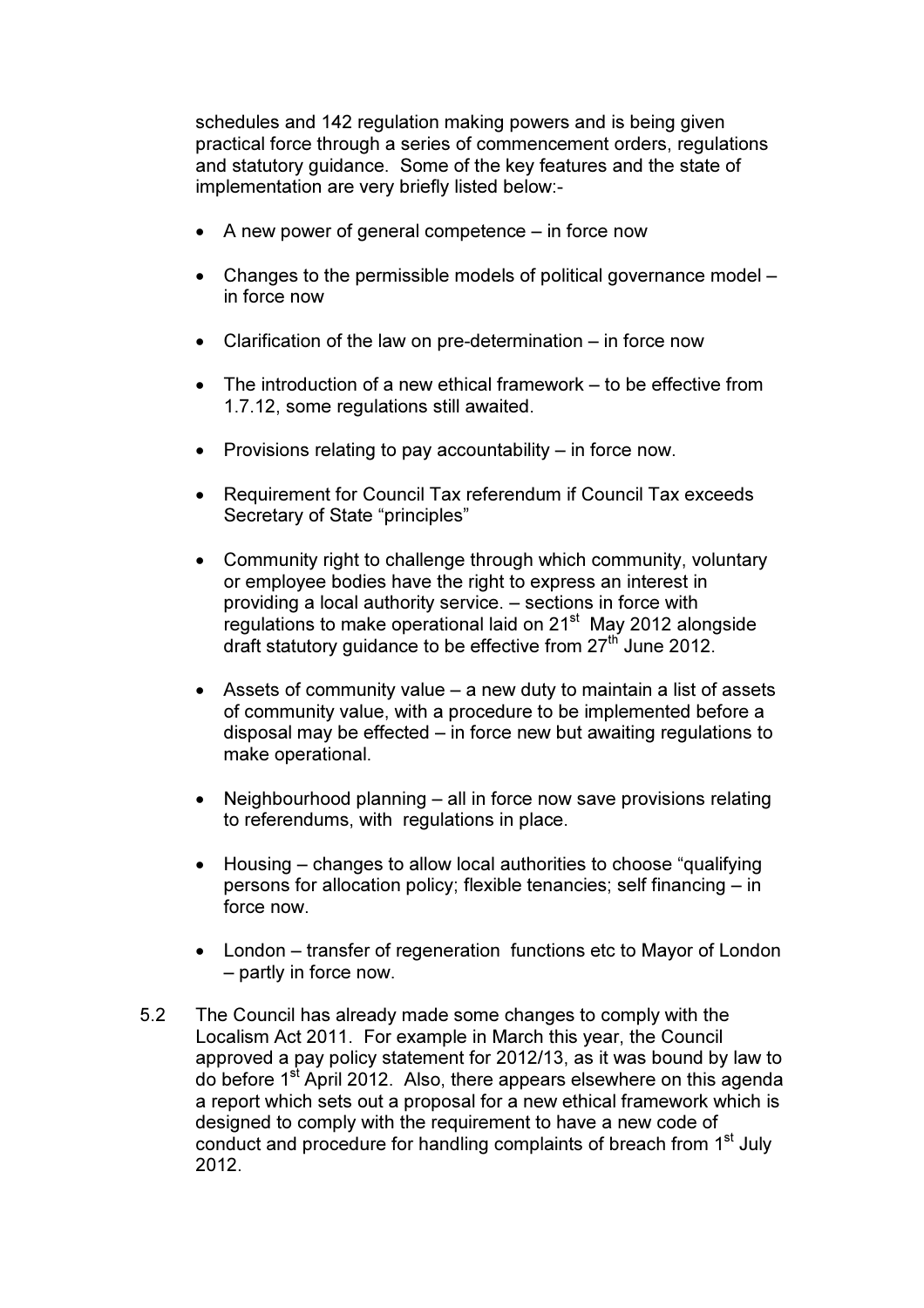schedules and 142 regulation making powers and is being given practical force through a series of commencement orders, regulations and statutory guidance. Some of the key features and the state of implementation are very briefly listed below:-

- A new power of general competence – in force now
- Changes to the permissible models of political governance model – in force now
- Clarification of the law on pre-determination – in force now
- The introduction of a new ethical framework – to be effective from 1.7.12, some regulations still awaited.
- Provisions relating to pay accountability – in force now.
- Requirement for Council Tax referendum if Council Tax exceeds Secretary of State "principles"
- Community right to challenge through which community, voluntary or employee bodies have the right to express an interest in providing a local authority service. – sections in force with regulations to make operational laid on 21st May 2012 alongside draft statutory guidance to be effective from 27th June 2012.
- Assets of community value – a new duty to maintain a list of assets of community value, with a procedure to be implemented before a disposal may be effected – in force new but awaiting regulations to make operational.
- Neighbourhood planning – all in force now save provisions relating to referendums, with regulations in place.
- Housing – changes to allow local authorities to choose "qualifying persons for allocation policy; flexible tenancies; self financing – in force now.
- London – transfer of regeneration functions etc to Mayor of London – partly in force now.

5.2 The Council has already made some changes to comply with the Localism Act 2011. For example in March this year, the Council approved a pay policy statement for 2012/13, as it was bound by law to do before 1st April 2012. Also, there appears elsewhere on this agenda a report which sets out a proposal for a new ethical framework which is designed to comply with the requirement to have a new code of conduct and procedure for handling complaints of breach from 1st July 2012.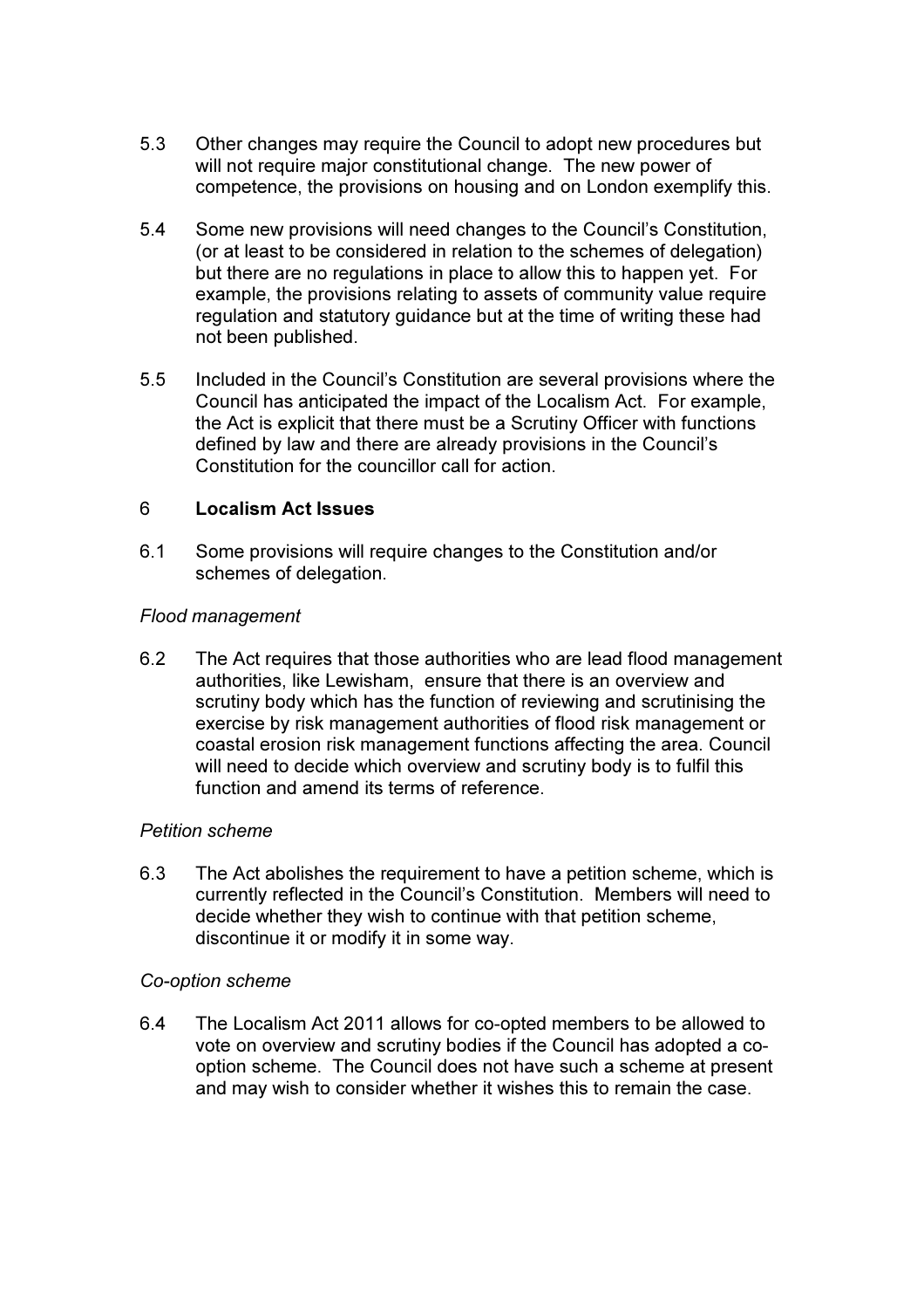5.3 Other changes may require the Council to adopt new procedures but will not require major constitutional change. The new power of competence, the provisions on housing and on London exemplify this.

5.4 Some new provisions will need changes to the Council's Constitution, (or at least to be considered in relation to the schemes of delegation) but there are no regulations in place to allow this to happen yet. For example, the provisions relating to assets of community value require regulation and statutory guidance but at the time of writing these had not been published.

5.5 Included in the Council's Constitution are several provisions where the Council has anticipated the impact of the Localism Act. For example, the Act is explicit that there must be a Scrutiny Officer with functions defined by law and there are already provisions in the Council's Constitution for the councillor call for action.

## 6 Localism Act Issues

6.1 Some provisions will require changes to the Constitution and/or schemes of delegation.

*Flood management*

6.2 The Act requires that those authorities who are lead flood management authorities, like Lewisham, ensure that there is an overview and scrutiny body which has the function of reviewing and scrutinising the exercise by risk management authorities of flood risk management or coastal erosion risk management functions affecting the area. Council will need to decide which overview and scrutiny body is to fulfil this function and amend its terms of reference.

*Petition scheme*

6.3 The Act abolishes the requirement to have a petition scheme, which is currently reflected in the Council's Constitution. Members will need to decide whether they wish to continue with that petition scheme, discontinue it or modify it in some way.

*Co-option scheme*

6.4 The Localism Act 2011 allows for co-opted members to be allowed to vote on overview and scrutiny bodies if the Council has adopted a co-option scheme. The Council does not have such a scheme at present and may wish to consider whether it wishes this to remain the case.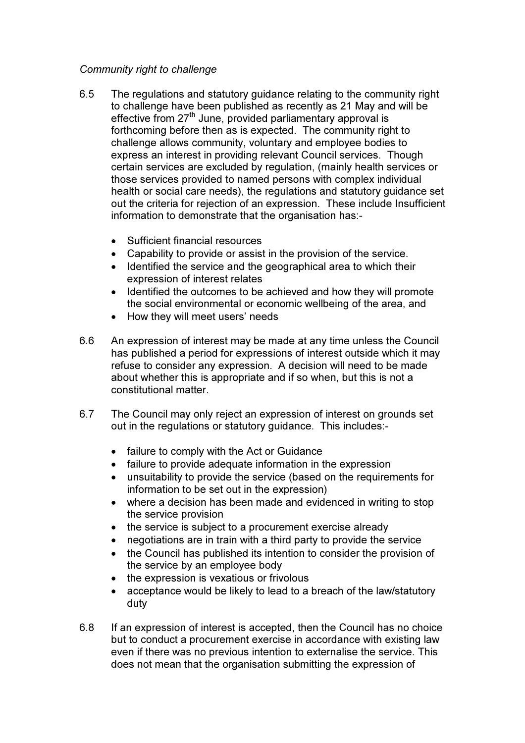*Community right to challenge*

6.5 The regulations and statutory guidance relating to the community right to challenge have been published as recently as 21 May and will be effective from 27th June, provided parliamentary approval is forthcoming before then as is expected. The community right to challenge allows community, voluntary and employee bodies to express an interest in providing relevant Council services. Though certain services are excluded by regulation, (mainly health services or those services provided to named persons with complex individual health or social care needs), the regulations and statutory guidance set out the criteria for rejection of an expression. These include Insufficient information to demonstrate that the organisation has:-

- Sufficient financial resources
- Capability to provide or assist in the provision of the service.
- Identified the service and the geographical area to which their expression of interest relates
- Identified the outcomes to be achieved and how they will promote the social environmental or economic wellbeing of the area, and
- How they will meet users' needs

6.6 An expression of interest may be made at any time unless the Council has published a period for expressions of interest outside which it may refuse to consider any expression. A decision will need to be made about whether this is appropriate and if so when, but this is not a constitutional matter.

6.7 The Council may only reject an expression of interest on grounds set out in the regulations or statutory guidance. This includes:-

- failure to comply with the Act or Guidance
- failure to provide adequate information in the expression
- unsuitability to provide the service (based on the requirements for information to be set out in the expression)
- where a decision has been made and evidenced in writing to stop the service provision
- the service is subject to a procurement exercise already
- negotiations are in train with a third party to provide the service
- the Council has published its intention to consider the provision of the service by an employee body
- the expression is vexatious or frivolous
- acceptance would be likely to lead to a breach of the law/statutory duty

6.8 If an expression of interest is accepted, then the Council has no choice but to conduct a procurement exercise in accordance with existing law even if there was no previous intention to externalise the service. This does not mean that the organisation submitting the expression of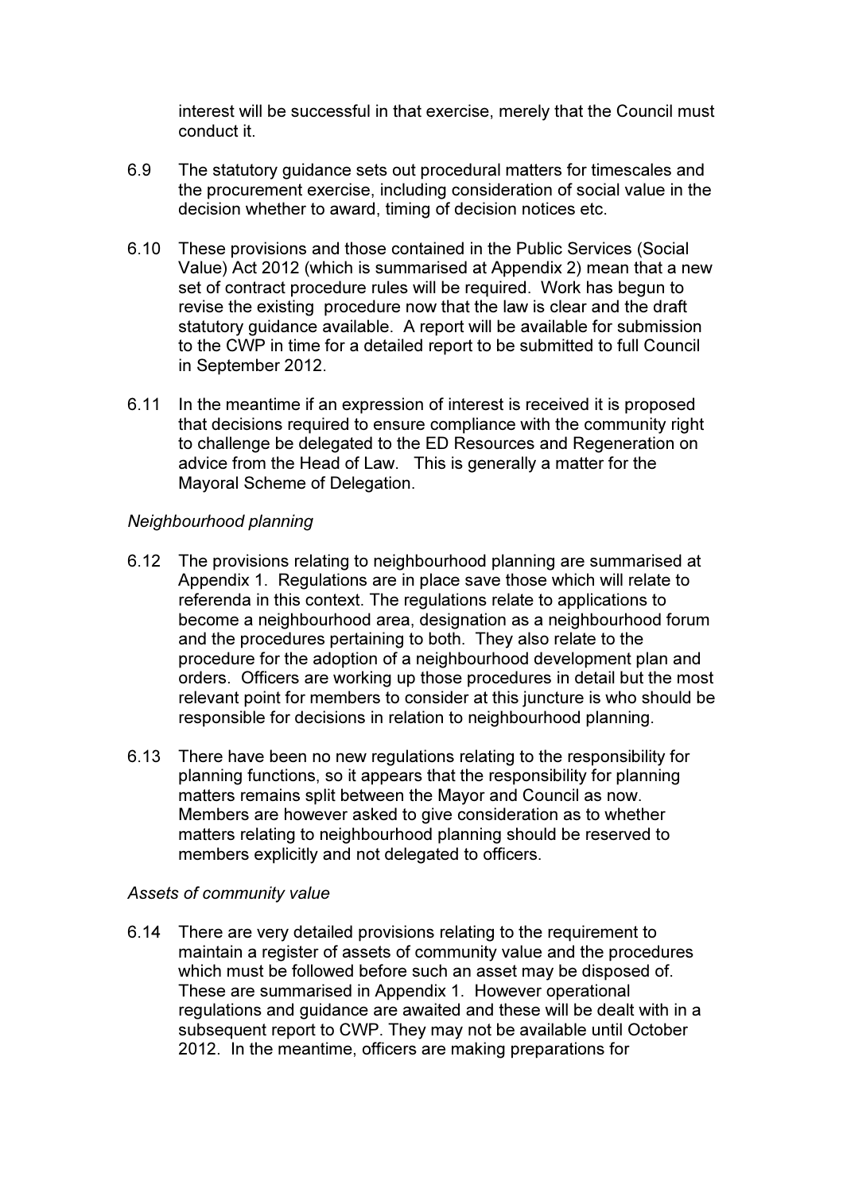interest will be successful in that exercise, merely that the Council must conduct it.

6.9 The statutory guidance sets out procedural matters for timescales and the procurement exercise, including consideration of social value in the decision whether to award, timing of decision notices etc.

6.10 These provisions and those contained in the Public Services (Social Value) Act 2012 (which is summarised at Appendix 2) mean that a new set of contract procedure rules will be required. Work has begun to revise the existing procedure now that the law is clear and the draft statutory guidance available. A report will be available for submission to the CWP in time for a detailed report to be submitted to full Council in September 2012.

6.11 In the meantime if an expression of interest is received it is proposed that decisions required to ensure compliance with the community right to challenge be delegated to the ED Resources and Regeneration on advice from the Head of Law. This is generally a matter for the Mayoral Scheme of Delegation.

*Neighbourhood planning*

6.12 The provisions relating to neighbourhood planning are summarised at Appendix 1. Regulations are in place save those which will relate to referenda in this context. The regulations relate to applications to become a neighbourhood area, designation as a neighbourhood forum and the procedures pertaining to both. They also relate to the procedure for the adoption of a neighbourhood development plan and orders. Officers are working up those procedures in detail but the most relevant point for members to consider at this juncture is who should be responsible for decisions in relation to neighbourhood planning.

6.13 There have been no new regulations relating to the responsibility for planning functions, so it appears that the responsibility for planning matters remains split between the Mayor and Council as now. Members are however asked to give consideration as to whether matters relating to neighbourhood planning should be reserved to members explicitly and not delegated to officers.

*Assets of community value*

6.14 There are very detailed provisions relating to the requirement to maintain a register of assets of community value and the procedures which must be followed before such an asset may be disposed of. These are summarised in Appendix 1. However operational regulations and guidance are awaited and these will be dealt with in a subsequent report to CWP. They may not be available until October 2012. In the meantime, officers are making preparations for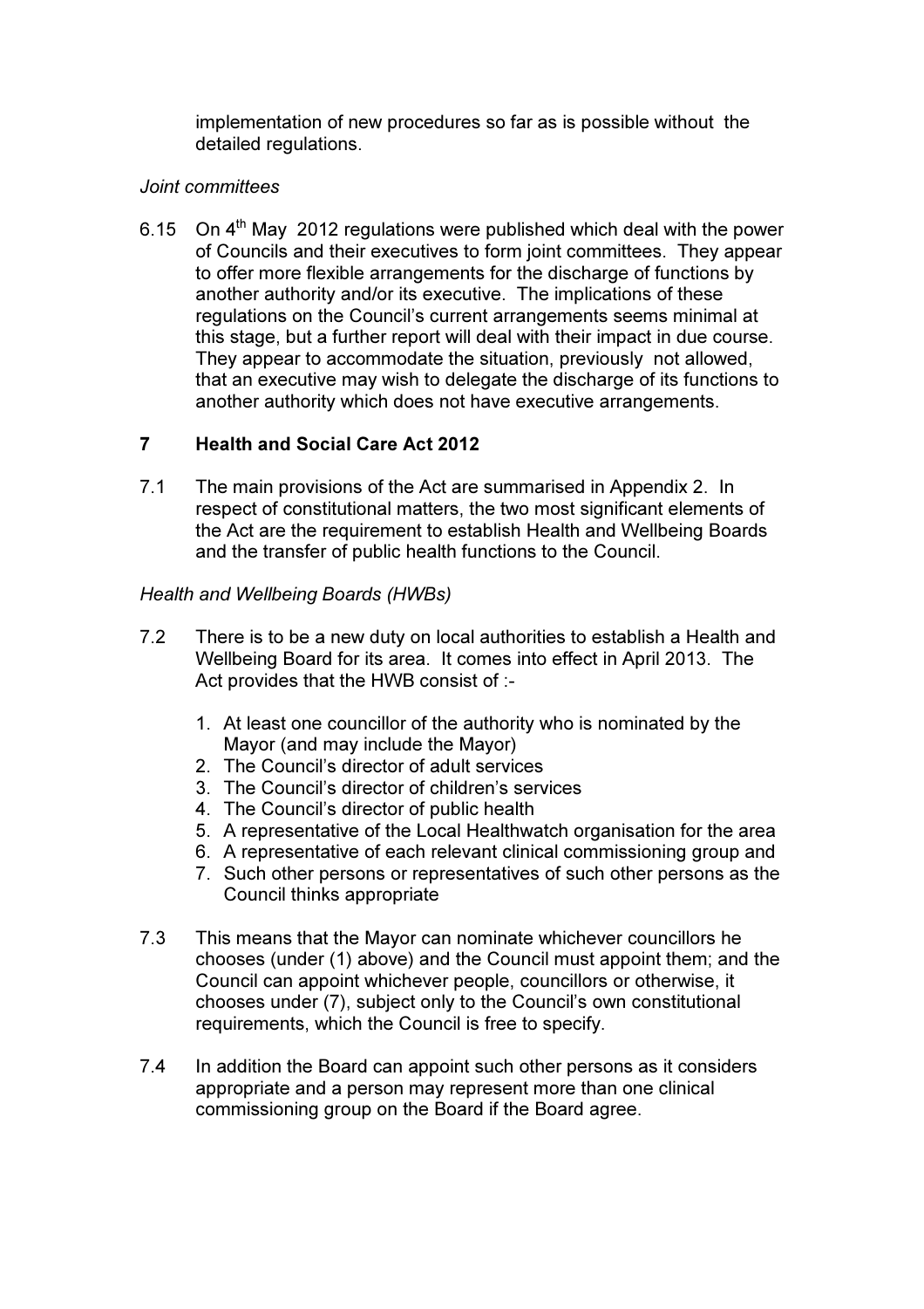implementation of new procedures so far as is possible without the detailed regulations.

*Joint committees*

6.15 On 4th May 2012 regulations were published which deal with the power of Councils and their executives to form joint committees. They appear to offer more flexible arrangements for the discharge of functions by another authority and/or its executive. The implications of these regulations on the Council's current arrangements seems minimal at this stage, but a further report will deal with their impact in due course. They appear to accommodate the situation, previously not allowed, that an executive may wish to delegate the discharge of its functions to another authority which does not have executive arrangements.

## 7 Health and Social Care Act 2012

7.1 The main provisions of the Act are summarised in Appendix 2. In respect of constitutional matters, the two most significant elements of the Act are the requirement to establish Health and Wellbeing Boards and the transfer of public health functions to the Council.

*Health and Wellbeing Boards (HWBs)*

7.2 There is to be a new duty on local authorities to establish a Health and Wellbeing Board for its area. It comes into effect in April 2013. The Act provides that the HWB consist of :-

1. At least one councillor of the authority who is nominated by the Mayor (and may include the Mayor)
2. The Council's director of adult services
3. The Council's director of children's services
4. The Council's director of public health
5. A representative of the Local Healthwatch organisation for the area
6. A representative of each relevant clinical commissioning group and
7. Such other persons or representatives of such other persons as the Council thinks appropriate

7.3 This means that the Mayor can nominate whichever councillors he chooses (under (1) above) and the Council must appoint them; and the Council can appoint whichever people, councillors or otherwise, it chooses under (7), subject only to the Council's own constitutional requirements, which the Council is free to specify.

7.4 In addition the Board can appoint such other persons as it considers appropriate and a person may represent more than one clinical commissioning group on the Board if the Board agree.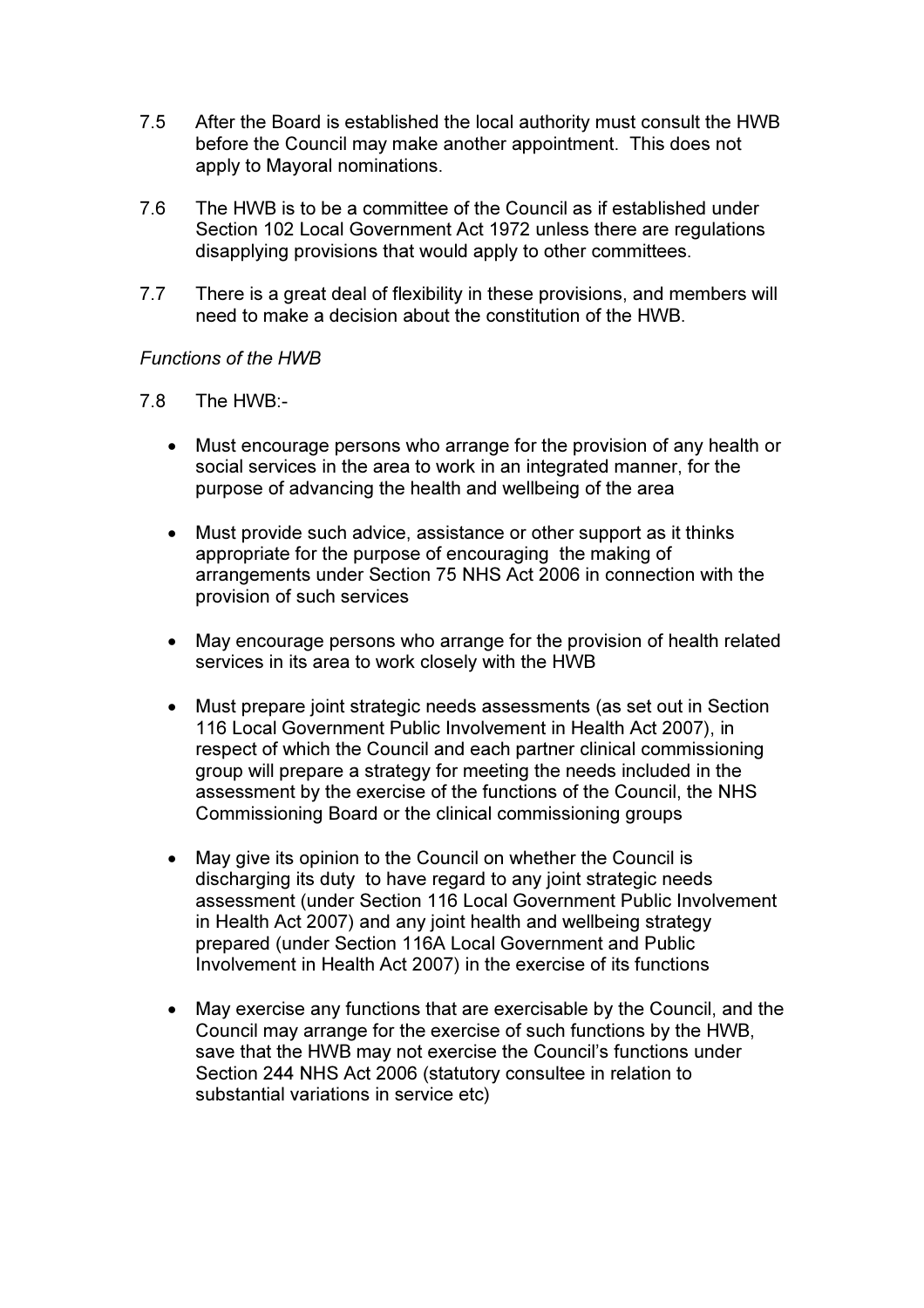7.5 After the Board is established the local authority must consult the HWB before the Council may make another appointment. This does not apply to Mayoral nominations.

7.6 The HWB is to be a committee of the Council as if established under Section 102 Local Government Act 1972 unless there are regulations disapplying provisions that would apply to other committees.

7.7 There is a great deal of flexibility in these provisions, and members will need to make a decision about the constitution of the HWB.

*Functions of the HWB*

7.8 The HWB:-

- Must encourage persons who arrange for the provision of any health or social services in the area to work in an integrated manner, for the purpose of advancing the health and wellbeing of the area
- Must provide such advice, assistance or other support as it thinks appropriate for the purpose of encouraging the making of arrangements under Section 75 NHS Act 2006 in connection with the provision of such services
- May encourage persons who arrange for the provision of health related services in its area to work closely with the HWB
- Must prepare joint strategic needs assessments (as set out in Section 116 Local Government Public Involvement in Health Act 2007), in respect of which the Council and each partner clinical commissioning group will prepare a strategy for meeting the needs included in the assessment by the exercise of the functions of the Council, the NHS Commissioning Board or the clinical commissioning groups
- May give its opinion to the Council on whether the Council is discharging its duty to have regard to any joint strategic needs assessment (under Section 116 Local Government Public Involvement in Health Act 2007) and any joint health and wellbeing strategy prepared (under Section 116A Local Government and Public Involvement in Health Act 2007) in the exercise of its functions
- May exercise any functions that are exercisable by the Council, and the Council may arrange for the exercise of such functions by the HWB, save that the HWB may not exercise the Council's functions under Section 244 NHS Act 2006 (statutory consultee in relation to substantial variations in service etc)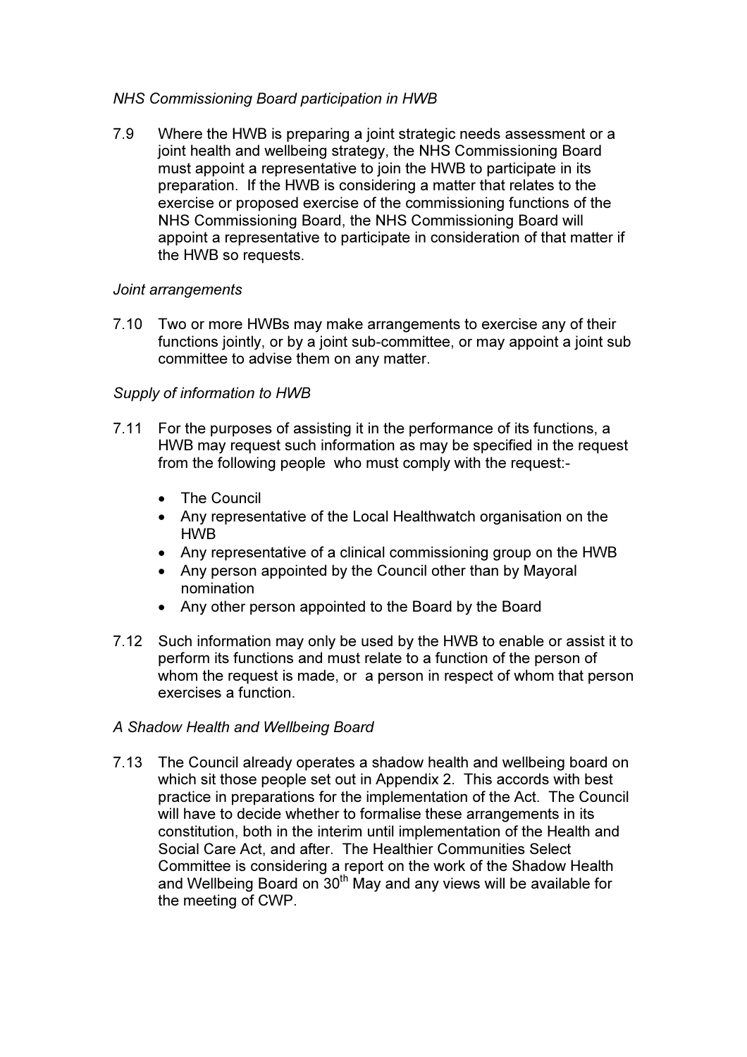*NHS Commissioning Board participation in HWB*

7.9 Where the HWB is preparing a joint strategic needs assessment or a joint health and wellbeing strategy, the NHS Commissioning Board must appoint a representative to join the HWB to participate in its preparation. If the HWB is considering a matter that relates to the exercise or proposed exercise of the commissioning functions of the NHS Commissioning Board, the NHS Commissioning Board will appoint a representative to participate in consideration of that matter if the HWB so requests.

*Joint arrangements*

7.10 Two or more HWBs may make arrangements to exercise any of their functions jointly, or by a joint sub-committee, or may appoint a joint sub committee to advise them on any matter.

*Supply of information to HWB*

7.11 For the purposes of assisting it in the performance of its functions, a HWB may request such information as may be specified in the request from the following people who must comply with the request:-

- The Council
- Any representative of the Local Healthwatch organisation on the HWB
- Any representative of a clinical commissioning group on the HWB
- Any person appointed by the Council other than by Mayoral nomination
- Any other person appointed to the Board by the Board

7.12 Such information may only be used by the HWB to enable or assist it to perform its functions and must relate to a function of the person of whom the request is made, or a person in respect of whom that person exercises a function.

*A Shadow Health and Wellbeing Board*

7.13 The Council already operates a shadow health and wellbeing board on which sit those people set out in Appendix 2. This accords with best practice in preparations for the implementation of the Act. The Council will have to decide whether to formalise these arrangements in its constitution, both in the interim until implementation of the Health and Social Care Act, and after. The Healthier Communities Select Committee is considering a report on the work of the Shadow Health and Wellbeing Board on 30th May and any views will be available for the meeting of CWP.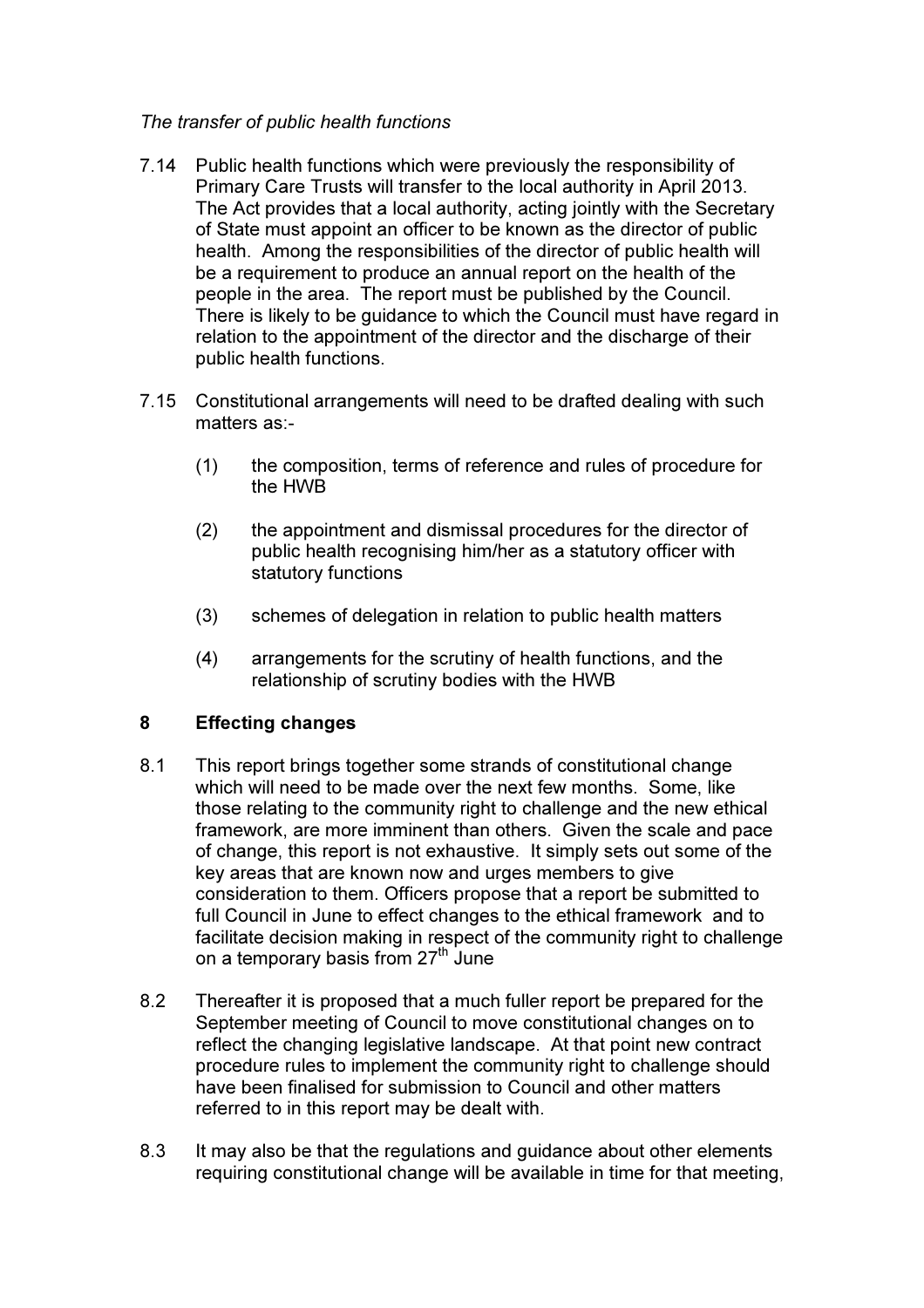*The transfer of public health functions*

7.14 Public health functions which were previously the responsibility of Primary Care Trusts will transfer to the local authority in April 2013. The Act provides that a local authority, acting jointly with the Secretary of State must appoint an officer to be known as the director of public health. Among the responsibilities of the director of public health will be a requirement to produce an annual report on the health of the people in the area. The report must be published by the Council. There is likely to be guidance to which the Council must have regard in relation to the appointment of the director and the discharge of their public health functions.

7.15 Constitutional arrangements will need to be drafted dealing with such matters as:-

(1) the composition, terms of reference and rules of procedure for the HWB

(2) the appointment and dismissal procedures for the director of public health recognising him/her as a statutory officer with statutory functions

(3) schemes of delegation in relation to public health matters

(4) arrangements for the scrutiny of health functions, and the relationship of scrutiny bodies with the HWB

## 8 Effecting changes

8.1 This report brings together some strands of constitutional change which will need to be made over the next few months. Some, like those relating to the community right to challenge and the new ethical framework, are more imminent than others. Given the scale and pace of change, this report is not exhaustive. It simply sets out some of the key areas that are known now and urges members to give consideration to them. Officers propose that a report be submitted to full Council in June to effect changes to the ethical framework and to facilitate decision making in respect of the community right to challenge on a temporary basis from 27th June

8.2 Thereafter it is proposed that a much fuller report be prepared for the September meeting of Council to move constitutional changes on to reflect the changing legislative landscape. At that point new contract procedure rules to implement the community right to challenge should have been finalised for submission to Council and other matters referred to in this report may be dealt with.

8.3 It may also be that the regulations and guidance about other elements requiring constitutional change will be available in time for that meeting,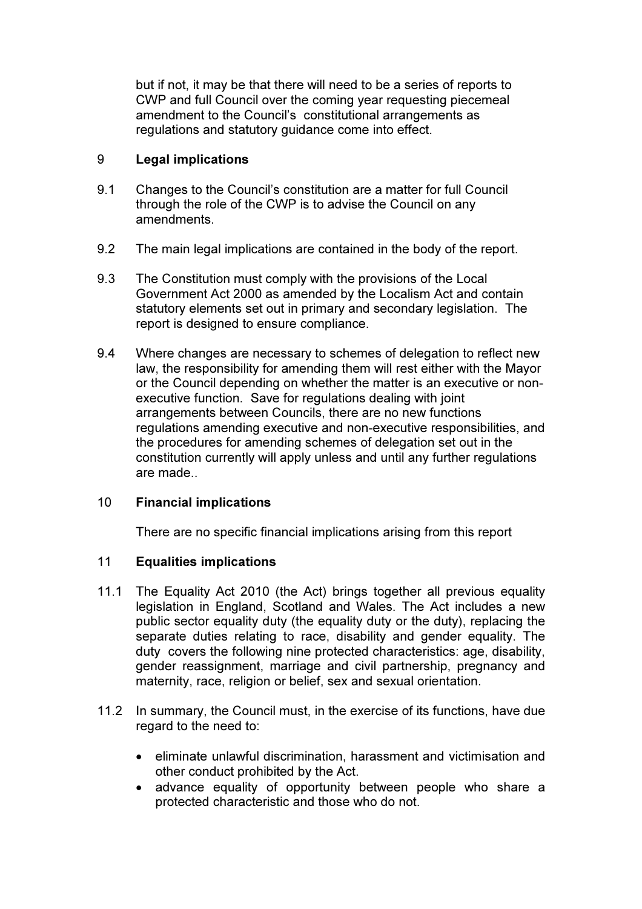but if not, it may be that there will need to be a series of reports to CWP and full Council over the coming year requesting piecemeal amendment to the Council's constitutional arrangements as regulations and statutory guidance come into effect.

## 9 Legal implications

9.1 Changes to the Council's constitution are a matter for full Council through the role of the CWP is to advise the Council on any amendments.

9.2 The main legal implications are contained in the body of the report.

9.3 The Constitution must comply with the provisions of the Local Government Act 2000 as amended by the Localism Act and contain statutory elements set out in primary and secondary legislation. The report is designed to ensure compliance.

9.4 Where changes are necessary to schemes of delegation to reflect new law, the responsibility for amending them will rest either with the Mayor or the Council depending on whether the matter is an executive or non-executive function. Save for regulations dealing with joint arrangements between Councils, there are no new functions regulations amending executive and non-executive responsibilities, and the procedures for amending schemes of delegation set out in the constitution currently will apply unless and until any further regulations are made..

## 10 Financial implications

There are no specific financial implications arising from this report

## 11 Equalities implications

11.1 The Equality Act 2010 (the Act) brings together all previous equality legislation in England, Scotland and Wales. The Act includes a new public sector equality duty (the equality duty or the duty), replacing the separate duties relating to race, disability and gender equality. The duty covers the following nine protected characteristics: age, disability, gender reassignment, marriage and civil partnership, pregnancy and maternity, race, religion or belief, sex and sexual orientation.

11.2 In summary, the Council must, in the exercise of its functions, have due regard to the need to:

- eliminate unlawful discrimination, harassment and victimisation and other conduct prohibited by the Act.
- advance equality of opportunity between people who share a protected characteristic and those who do not.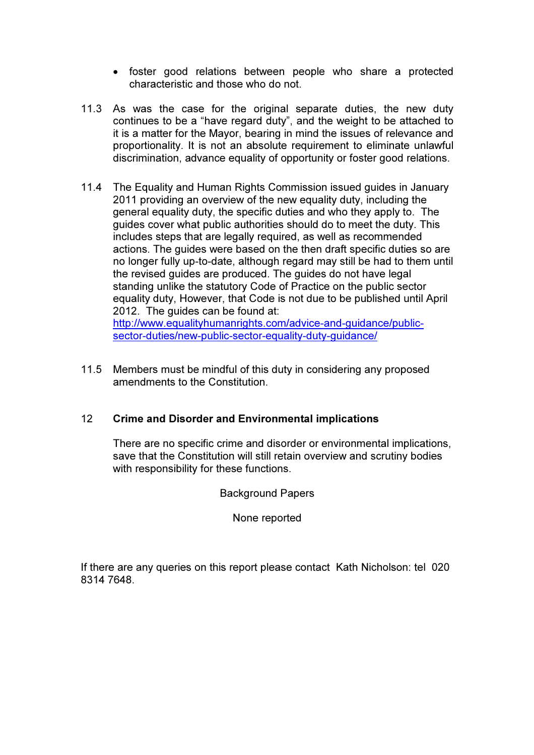- foster good relations between people who share a protected characteristic and those who do not.

11.3 As was the case for the original separate duties, the new duty continues to be a "have regard duty", and the weight to be attached to it is a matter for the Mayor, bearing in mind the issues of relevance and proportionality. It is not an absolute requirement to eliminate unlawful discrimination, advance equality of opportunity or foster good relations.

11.4 The Equality and Human Rights Commission issued guides in January 2011 providing an overview of the new equality duty, including the general equality duty, the specific duties and who they apply to. The guides cover what public authorities should do to meet the duty. This includes steps that are legally required, as well as recommended actions. The guides were based on the then draft specific duties so are no longer fully up-to-date, although regard may still be had to them until the revised guides are produced. The guides do not have legal standing unlike the statutory Code of Practice on the public sector equality duty, However, that Code is not due to be published until April 2012. The guides can be found at: http://www.equalityhumanrights.com/advice-and-guidance/public-sector-duties/new-public-sector-equality-duty-guidance/

11.5 Members must be mindful of this duty in considering any proposed amendments to the Constitution.

## 12 Crime and Disorder and Environmental implications

There are no specific crime and disorder or environmental implications, save that the Constitution will still retain overview and scrutiny bodies with responsibility for these functions.

Background Papers

None reported

If there are any queries on this report please contact Kath Nicholson: tel 020 8314 7648.